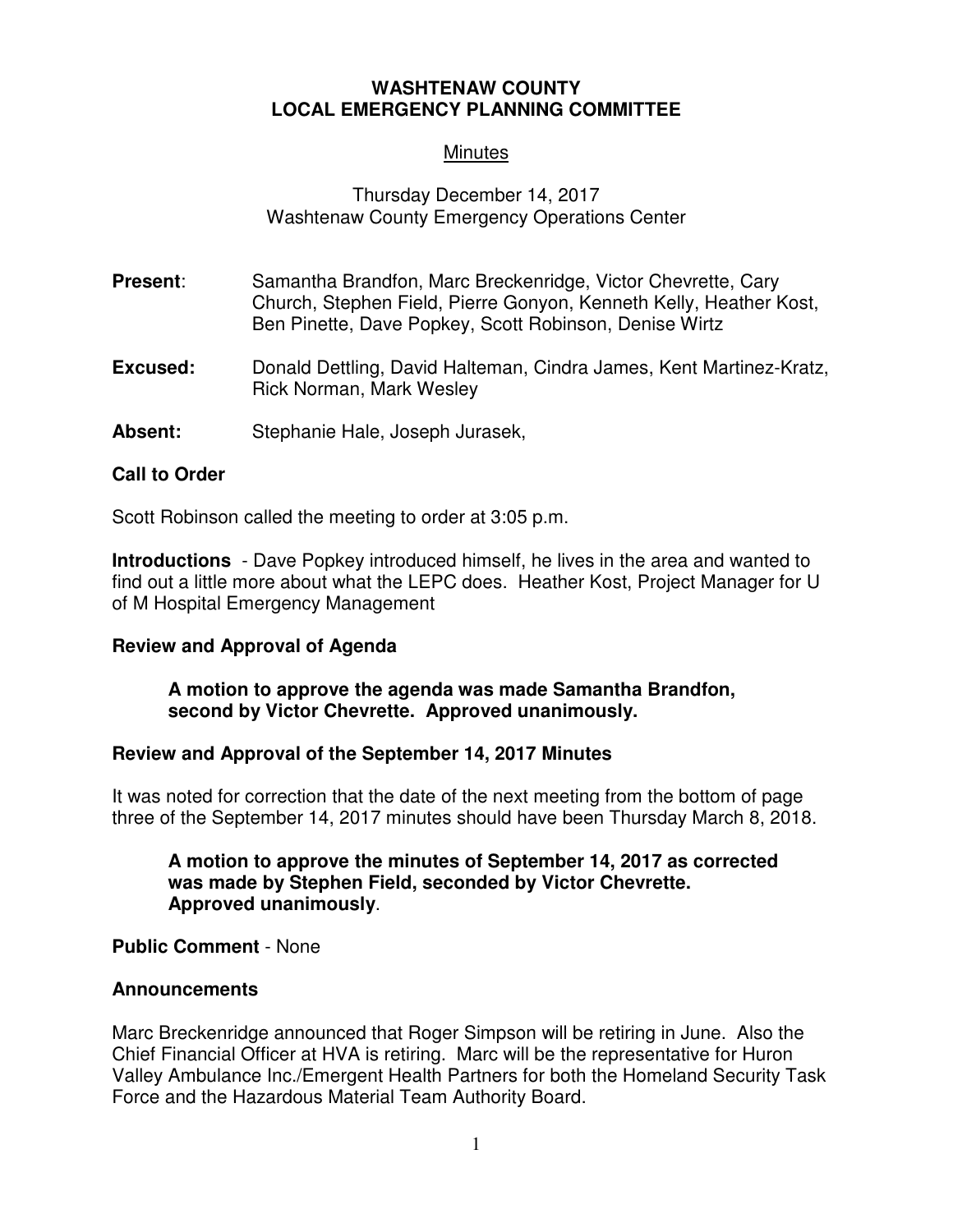# WASHTENAW COUNTY
# LOCAL EMERGENCY PLANNING COMMITTEE

## Minutes

Thursday December 14, 2017
Washtenaw County Emergency Operations Center

**Present**: Samantha Brandfon, Marc Breckenridge, Victor Chevrette, Cary Church, Stephen Field, Pierre Gonyon, Kenneth Kelly, Heather Kost, Ben Pinette, Dave Popkey, Scott Robinson, Denise Wirtz

**Excused:** Donald Dettling, David Halteman, Cindra James, Kent Martinez-Kratz, Rick Norman, Mark Wesley

**Absent:** Stephanie Hale, Joseph Jurasek,

### Call to Order

Scott Robinson called the meeting to order at 3:05 p.m.

**Introductions** - Dave Popkey introduced himself, he lives in the area and wanted to find out a little more about what the LEPC does. Heather Kost, Project Manager for U of M Hospital Emergency Management

### Review and Approval of Agenda

**A motion to approve the agenda was made Samantha Brandfon, second by Victor Chevrette. Approved unanimously.**

### Review and Approval of the September 14, 2017 Minutes

It was noted for correction that the date of the next meeting from the bottom of page three of the September 14, 2017 minutes should have been Thursday March 8, 2018.

**A motion to approve the minutes of September 14, 2017 as corrected was made by Stephen Field, seconded by Victor Chevrette. Approved unanimously**.

**Public Comment** - None

### Announcements

Marc Breckenridge announced that Roger Simpson will be retiring in June. Also the Chief Financial Officer at HVA is retiring. Marc will be the representative for Huron Valley Ambulance Inc./Emergent Health Partners for both the Homeland Security Task Force and the Hazardous Material Team Authority Board.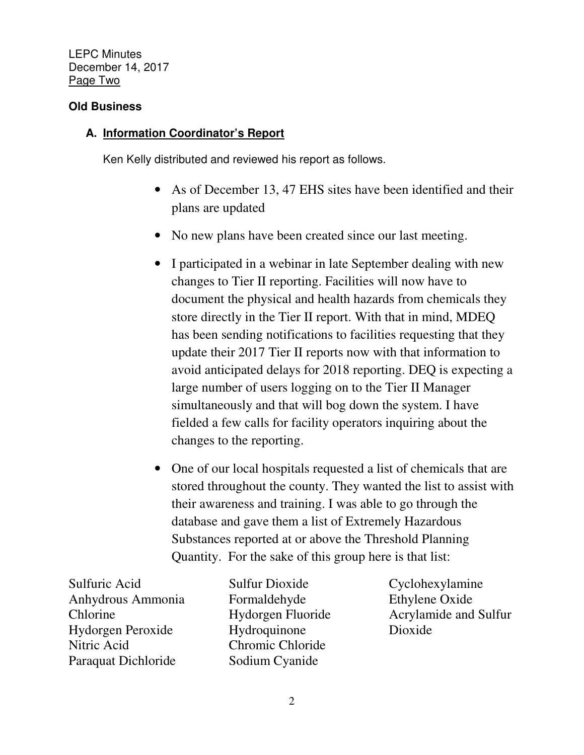LEPC Minutes
December 14, 2017
Page Two

**Old Business**

## A. Information Coordinator's Report

Ken Kelly distributed and reviewed his report as follows.

- As of December 13, 47 EHS sites have been identified and their plans are updated
- No new plans have been created since our last meeting.
- I participated in a webinar in late September dealing with new changes to Tier II reporting. Facilities will now have to document the physical and health hazards from chemicals they store directly in the Tier II report. With that in mind, MDEQ has been sending notifications to facilities requesting that they update their 2017 Tier II reports now with that information to avoid anticipated delays for 2018 reporting. DEQ is expecting a large number of users logging on to the Tier II Manager simultaneously and that will bog down the system. I have fielded a few calls for facility operators inquiring about the changes to the reporting.
- One of our local hospitals requested a list of chemicals that are stored throughout the county. They wanted the list to assist with their awareness and training. I was able to go through the database and gave them a list of Extremely Hazardous Substances reported at or above the Threshold Planning Quantity. For the sake of this group here is that list:

Sulfuric Acid
Anhydrous Ammonia
Chlorine
Hydorgen Peroxide
Nitric Acid
Paraquat Dichloride
Sulfur Dioxide
Formaldehyde
Hydorgen Fluoride
Hydroquinone
Chromic Chloride
Sodium Cyanide
Cyclohexylamine
Ethylene Oxide
Acrylamide and Sulfur Dioxide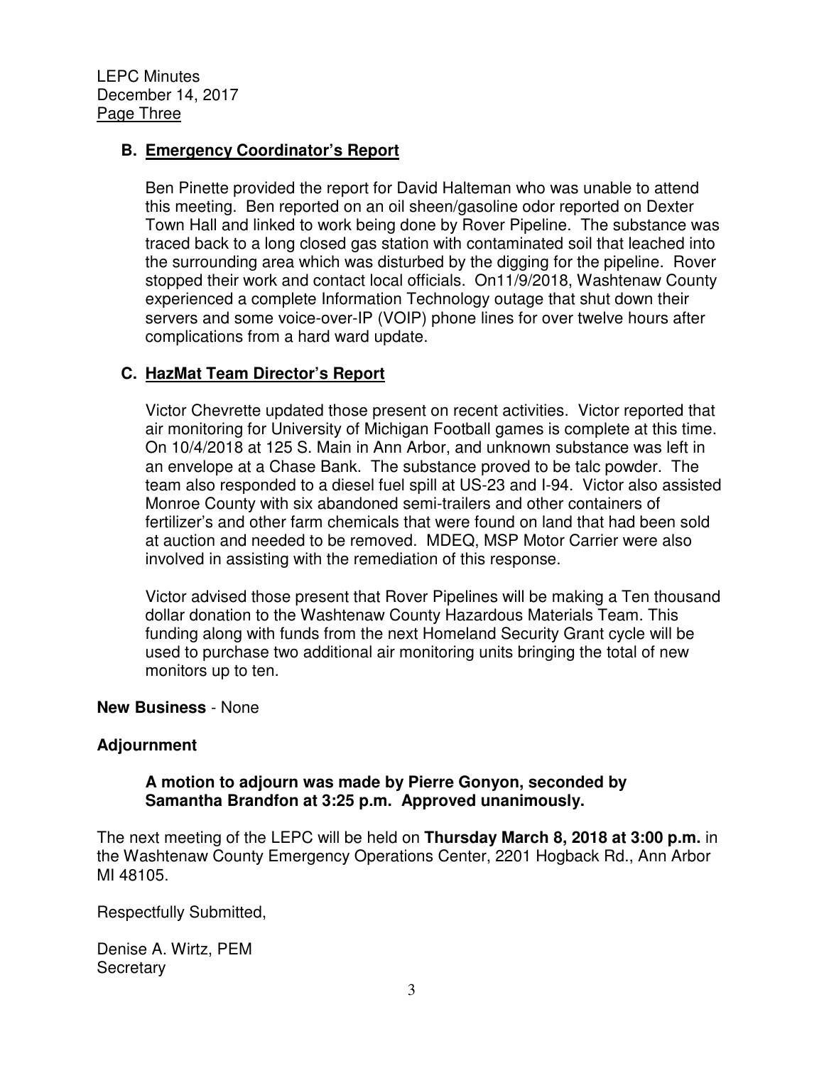## B. Emergency Coordinator's Report

Ben Pinette provided the report for David Halteman who was unable to attend this meeting. Ben reported on an oil sheen/gasoline odor reported on Dexter Town Hall and linked to work being done by Rover Pipeline. The substance was traced back to a long closed gas station with contaminated soil that leached into the surrounding area which was disturbed by the digging for the pipeline. Rover stopped their work and contact local officials. On11/9/2018, Washtenaw County experienced a complete Information Technology outage that shut down their servers and some voice-over-IP (VOIP) phone lines for over twelve hours after complications from a hard ward update.

## C. HazMat Team Director's Report

Victor Chevrette updated those present on recent activities. Victor reported that air monitoring for University of Michigan Football games is complete at this time. On 10/4/2018 at 125 S. Main in Ann Arbor, and unknown substance was left in an envelope at a Chase Bank. The substance proved to be talc powder. The team also responded to a diesel fuel spill at US-23 and I-94. Victor also assisted Monroe County with six abandoned semi-trailers and other containers of fertilizer's and other farm chemicals that were found on land that had been sold at auction and needed to be removed. MDEQ, MSP Motor Carrier were also involved in assisting with the remediation of this response.

Victor advised those present that Rover Pipelines will be making a Ten thousand dollar donation to the Washtenaw County Hazardous Materials Team. This funding along with funds from the next Homeland Security Grant cycle will be used to purchase two additional air monitoring units bringing the total of new monitors up to ten.

**New Business** - None

**Adjournment**

**A motion to adjourn was made by Pierre Gonyon, seconded by Samantha Brandfon at 3:25 p.m. Approved unanimously.**

The next meeting of the LEPC will be held on **Thursday March 8, 2018 at 3:00 p.m.** in the Washtenaw County Emergency Operations Center, 2201 Hogback Rd., Ann Arbor MI 48105.

Respectfully Submitted,

Denise A. Wirtz, PEM
Secretary